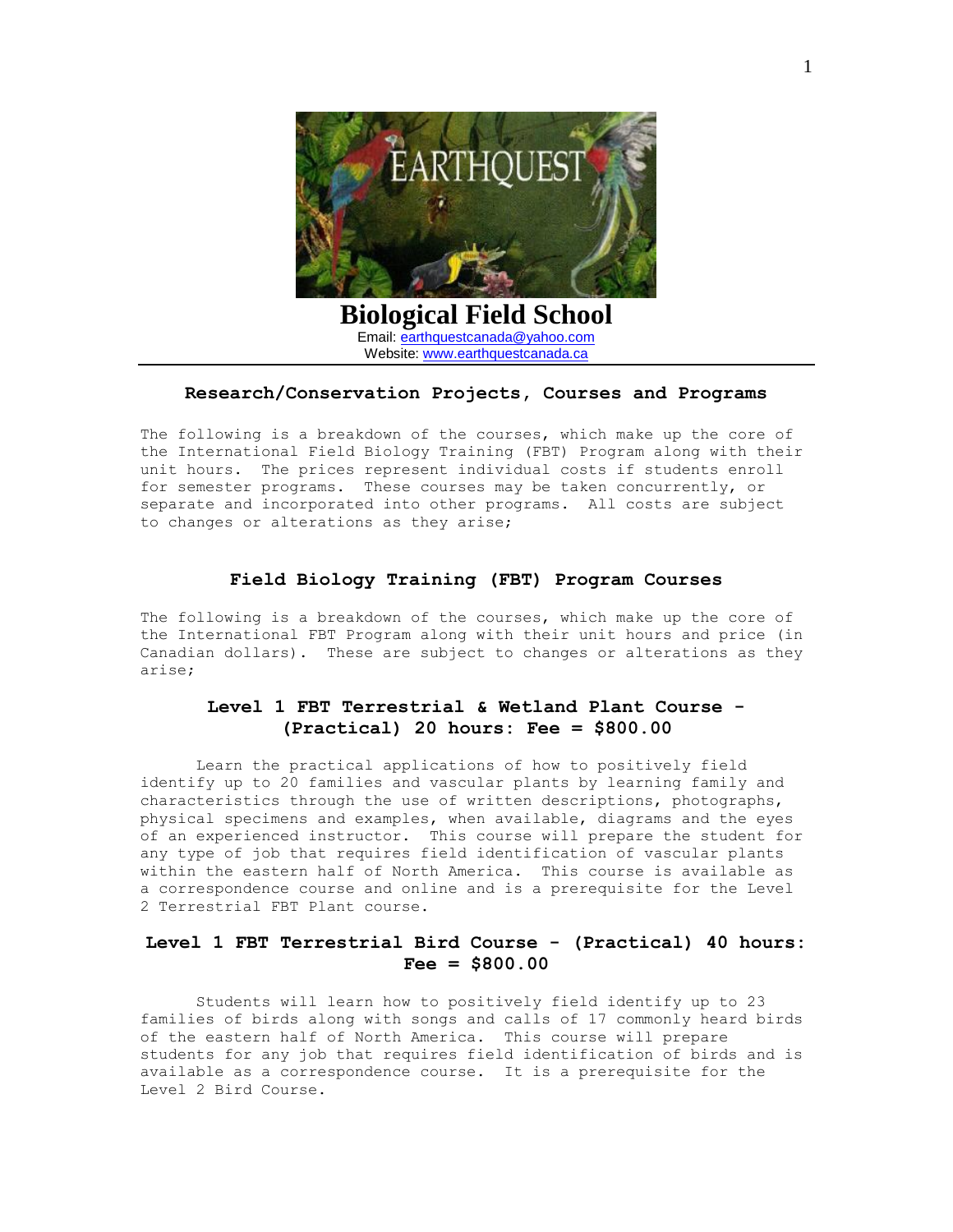# Biological Field School

Email: earthquestcanada@yahoo.com
Website: www.earthquestcanada.ca

## Research/Conservation Projects, Courses and Programs

The following is a breakdown of the courses, which make up the core of the International Field Biology Training (FBT) Program along with their unit hours. The prices represent individual costs if students enroll for semester programs. These courses may be taken concurrently, or separate and incorporated into other programs. All costs are subject to changes or alterations as they arise;

## Field Biology Training (FBT) Program Courses

The following is a breakdown of the courses, which make up the core of the International FBT Program along with their unit hours and price (in Canadian dollars). These are subject to changes or alterations as they arise;

### Level 1 FBT Terrestrial & Wetland Plant Course - (Practical) 20 hours: Fee = $800.00

Learn the practical applications of how to positively field identify up to 20 families and vascular plants by learning family and characteristics through the use of written descriptions, photographs, physical specimens and examples, when available, diagrams and the eyes of an experienced instructor. This course will prepare the student for any type of job that requires field identification of vascular plants within the eastern half of North America. This course is available as a correspondence course and online and is a prerequisite for the Level 2 Terrestrial FBT Plant course.

### Level 1 FBT Terrestrial Bird Course - (Practical) 40 hours: Fee = $800.00

Students will learn how to positively field identify up to 23 families of birds along with songs and calls of 17 commonly heard birds of the eastern half of North America. This course will prepare students for any job that requires field identification of birds and is available as a correspondence course. It is a prerequisite for the Level 2 Bird Course.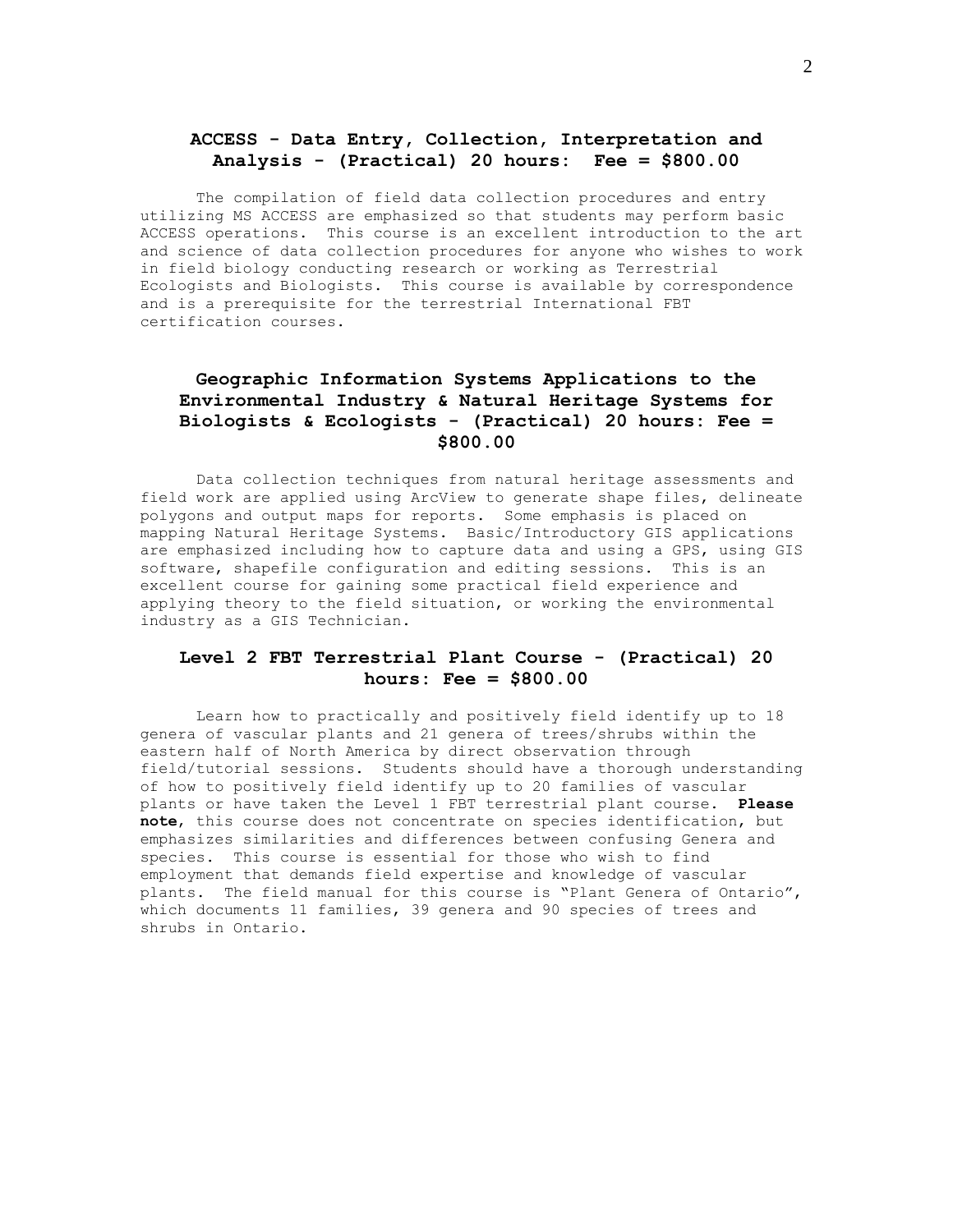## ACCESS - Data Entry, Collection, Interpretation and Analysis - (Practical) 20 hours: Fee = $800.00

The compilation of field data collection procedures and entry utilizing MS ACCESS are emphasized so that students may perform basic ACCESS operations. This course is an excellent introduction to the art and science of data collection procedures for anyone who wishes to work in field biology conducting research or working as Terrestrial Ecologists and Biologists. This course is available by correspondence and is a prerequisite for the terrestrial International FBT certification courses.

## Geographic Information Systems Applications to the Environmental Industry & Natural Heritage Systems for Biologists & Ecologists - (Practical) 20 hours: Fee = $800.00

Data collection techniques from natural heritage assessments and field work are applied using ArcView to generate shape files, delineate polygons and output maps for reports. Some emphasis is placed on mapping Natural Heritage Systems. Basic/Introductory GIS applications are emphasized including how to capture data and using a GPS, using GIS software, shapefile configuration and editing sessions. This is an excellent course for gaining some practical field experience and applying theory to the field situation, or working the environmental industry as a GIS Technician.

## Level 2 FBT Terrestrial Plant Course - (Practical) 20 hours: Fee = $800.00

Learn how to practically and positively field identify up to 18 genera of vascular plants and 21 genera of trees/shrubs within the eastern half of North America by direct observation through field/tutorial sessions. Students should have a thorough understanding of how to positively field identify up to 20 families of vascular plants or have taken the Level 1 FBT terrestrial plant course. **Please note**, this course does not concentrate on species identification, but emphasizes similarities and differences between confusing Genera and species. This course is essential for those who wish to find employment that demands field expertise and knowledge of vascular plants. The field manual for this course is "Plant Genera of Ontario", which documents 11 families, 39 genera and 90 species of trees and shrubs in Ontario.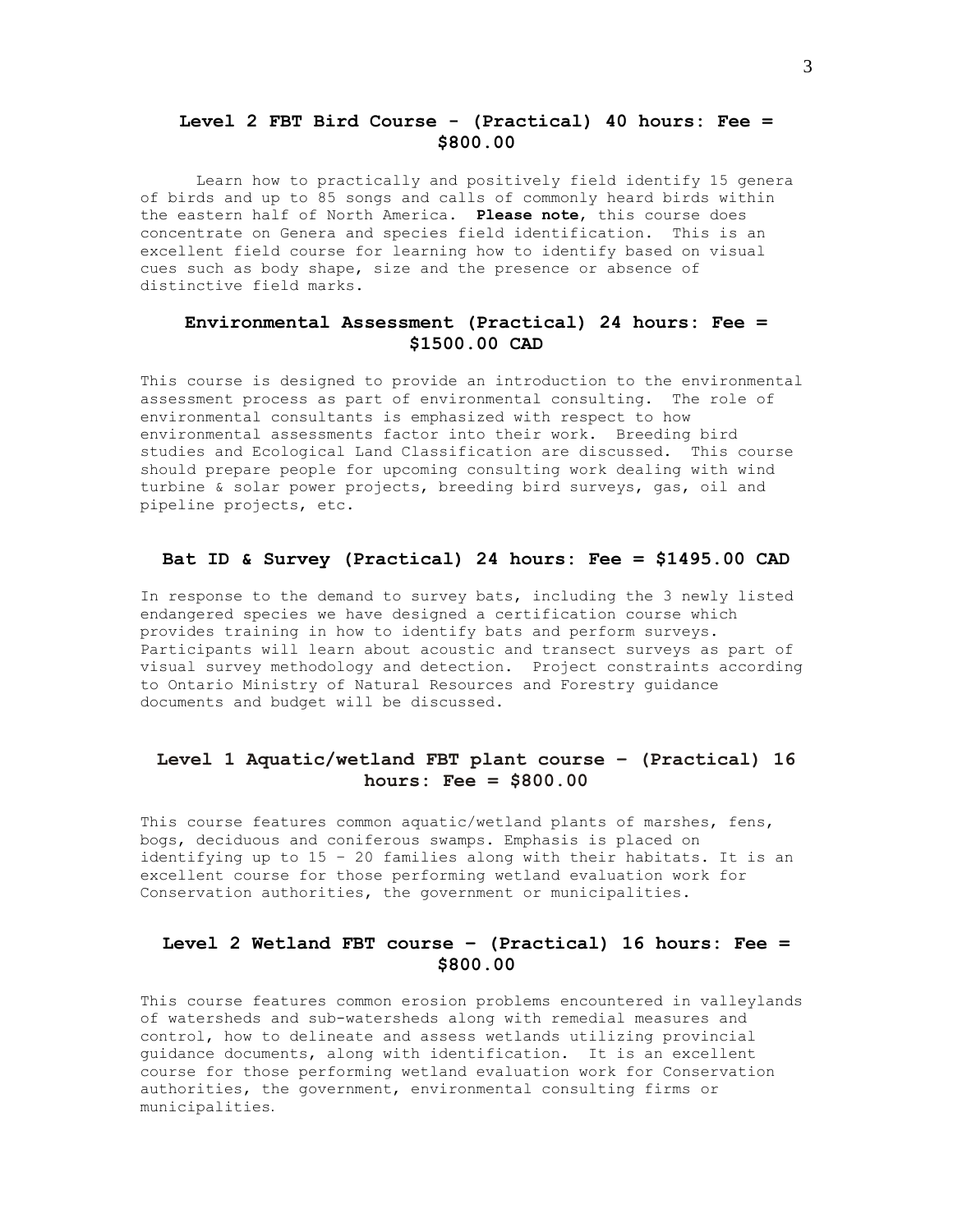## Level 2 FBT Bird Course - (Practical) 40 hours: Fee = $800.00

Learn how to practically and positively field identify 15 genera of birds and up to 85 songs and calls of commonly heard birds within the eastern half of North America. **Please note**, this course does concentrate on Genera and species field identification. This is an excellent field course for learning how to identify based on visual cues such as body shape, size and the presence or absence of distinctive field marks.

## Environmental Assessment (Practical) 24 hours: Fee = $1500.00 CAD

This course is designed to provide an introduction to the environmental assessment process as part of environmental consulting. The role of environmental consultants is emphasized with respect to how environmental assessments factor into their work. Breeding bird studies and Ecological Land Classification are discussed. This course should prepare people for upcoming consulting work dealing with wind turbine & solar power projects, breeding bird surveys, gas, oil and pipeline projects, etc.

## Bat ID & Survey (Practical) 24 hours: Fee = $1495.00 CAD

In response to the demand to survey bats, including the 3 newly listed endangered species we have designed a certification course which provides training in how to identify bats and perform surveys. Participants will learn about acoustic and transect surveys as part of visual survey methodology and detection. Project constraints according to Ontario Ministry of Natural Resources and Forestry guidance documents and budget will be discussed.

## Level 1 Aquatic/wetland FBT plant course – (Practical) 16 hours: Fee = $800.00

This course features common aquatic/wetland plants of marshes, fens, bogs, deciduous and coniferous swamps. Emphasis is placed on identifying up to 15 – 20 families along with their habitats. It is an excellent course for those performing wetland evaluation work for Conservation authorities, the government or municipalities.

## Level 2 Wetland FBT course – (Practical) 16 hours: Fee = $800.00

This course features common erosion problems encountered in valleylands of watersheds and sub-watersheds along with remedial measures and control, how to delineate and assess wetlands utilizing provincial guidance documents, along with identification. It is an excellent course for those performing wetland evaluation work for Conservation authorities, the government, environmental consulting firms or municipalities.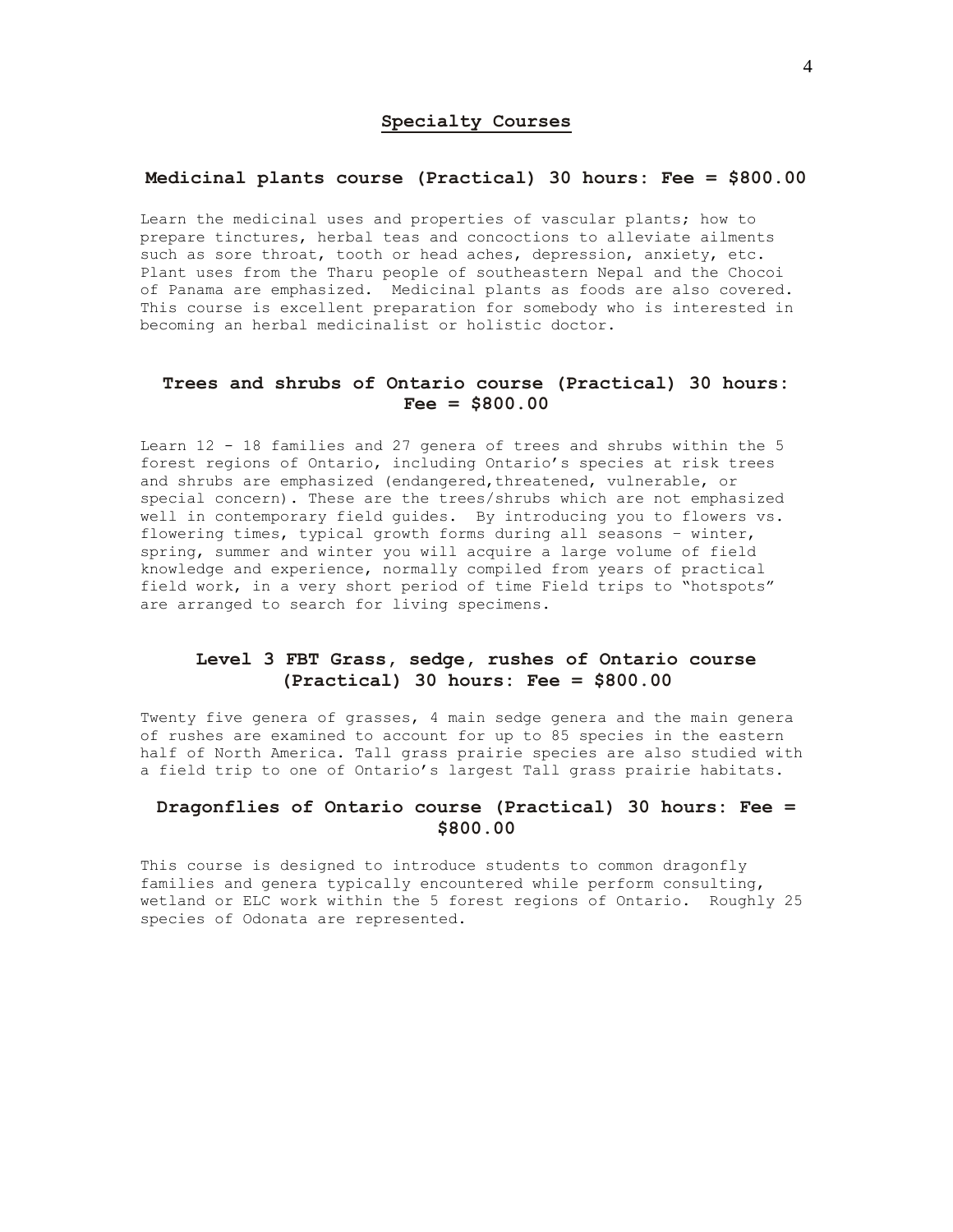## Specialty Courses

### Medicinal plants course (Practical) 30 hours: Fee = $800.00

Learn the medicinal uses and properties of vascular plants; how to prepare tinctures, herbal teas and concoctions to alleviate ailments such as sore throat, tooth or head aches, depression, anxiety, etc. Plant uses from the Tharu people of southeastern Nepal and the Chocoi of Panama are emphasized. Medicinal plants as foods are also covered. This course is excellent preparation for somebody who is interested in becoming an herbal medicinalist or holistic doctor.

### Trees and shrubs of Ontario course (Practical) 30 hours: Fee = $800.00

Learn 12 - 18 families and 27 genera of trees and shrubs within the 5 forest regions of Ontario, including Ontario's species at risk trees and shrubs are emphasized (endangered,threatened, vulnerable, or special concern). These are the trees/shrubs which are not emphasized well in contemporary field guides. By introducing you to flowers vs. flowering times, typical growth forms during all seasons – winter, spring, summer and winter you will acquire a large volume of field knowledge and experience, normally compiled from years of practical field work, in a very short period of time Field trips to "hotspots" are arranged to search for living specimens.

### Level 3 FBT Grass, sedge, rushes of Ontario course (Practical) 30 hours: Fee = $800.00

Twenty five genera of grasses, 4 main sedge genera and the main genera of rushes are examined to account for up to 85 species in the eastern half of North America. Tall grass prairie species are also studied with a field trip to one of Ontario's largest Tall grass prairie habitats.

### Dragonflies of Ontario course (Practical) 30 hours: Fee = $800.00

This course is designed to introduce students to common dragonfly families and genera typically encountered while perform consulting, wetland or ELC work within the 5 forest regions of Ontario. Roughly 25 species of Odonata are represented.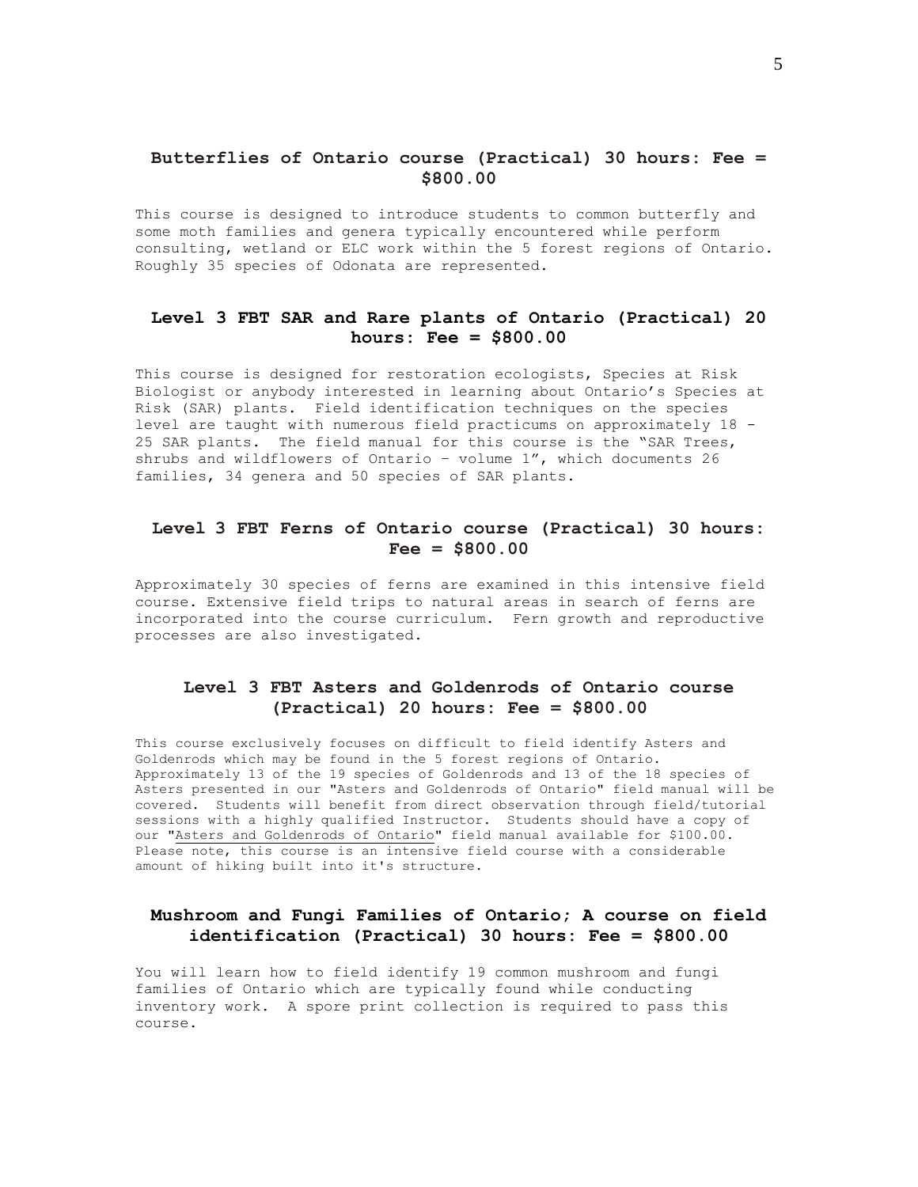## Butterflies of Ontario course (Practical) 30 hours: Fee = $800.00

This course is designed to introduce students to common butterfly and some moth families and genera typically encountered while perform consulting, wetland or ELC work within the 5 forest regions of Ontario. Roughly 35 species of Odonata are represented.

## Level 3 FBT SAR and Rare plants of Ontario (Practical) 20 hours: Fee = $800.00

This course is designed for restoration ecologists, Species at Risk Biologist or anybody interested in learning about Ontario's Species at Risk (SAR) plants. Field identification techniques on the species level are taught with numerous field practicums on approximately 18 - 25 SAR plants. The field manual for this course is the "SAR Trees, shrubs and wildflowers of Ontario – volume 1", which documents 26 families, 34 genera and 50 species of SAR plants.

## Level 3 FBT Ferns of Ontario course (Practical) 30 hours: Fee = $800.00

Approximately 30 species of ferns are examined in this intensive field course. Extensive field trips to natural areas in search of ferns are incorporated into the course curriculum. Fern growth and reproductive processes are also investigated.

## Level 3 FBT Asters and Goldenrods of Ontario course (Practical) 20 hours: Fee = $800.00

This course exclusively focuses on difficult to field identify Asters and Goldenrods which may be found in the 5 forest regions of Ontario. Approximately 13 of the 19 species of Goldenrods and 13 of the 18 species of Asters presented in our "Asters and Goldenrods of Ontario" field manual will be covered. Students will benefit from direct observation through field/tutorial sessions with a highly qualified Instructor. Students should have a copy of our "Asters and Goldenrods of Ontario" field manual available for $100.00. Please note, this course is an intensive field course with a considerable amount of hiking built into it's structure.

## Mushroom and Fungi Families of Ontario; A course on field identification (Practical) 30 hours: Fee = $800.00

You will learn how to field identify 19 common mushroom and fungi families of Ontario which are typically found while conducting inventory work. A spore print collection is required to pass this course.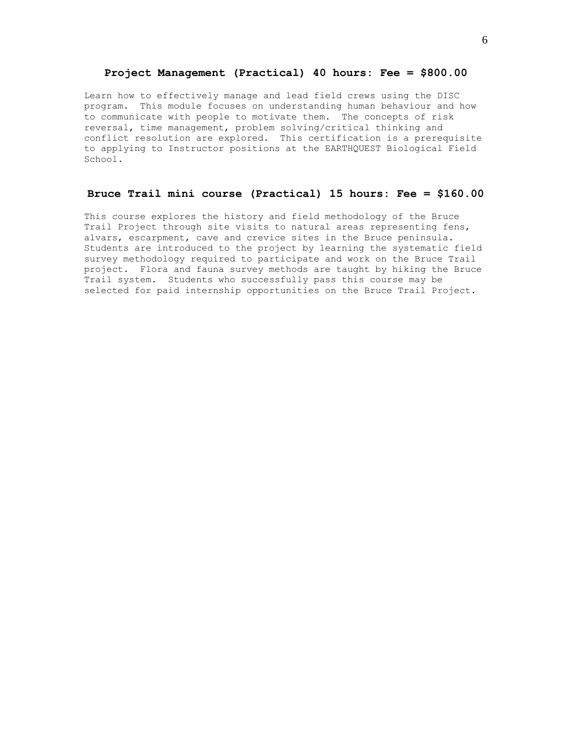### Project Management (Practical) 40 hours: Fee = $800.00

Learn how to effectively manage and lead field crews using the DISC program. This module focuses on understanding human behaviour and how to communicate with people to motivate them. The concepts of risk reversal, time management, problem solving/critical thinking and conflict resolution are explored. This certification is a prerequisite to applying to Instructor positions at the EARTHQUEST Biological Field School.

### Bruce Trail mini course (Practical) 15 hours: Fee = $160.00

This course explores the history and field methodology of the Bruce Trail Project through site visits to natural areas representing fens, alvars, escarpment, cave and crevice sites in the Bruce peninsula. Students are introduced to the project by learning the systematic field survey methodology required to participate and work on the Bruce Trail project. Flora and fauna survey methods are taught by hiking the Bruce Trail system. Students who successfully pass this course may be selected for paid internship opportunities on the Bruce Trail Project.